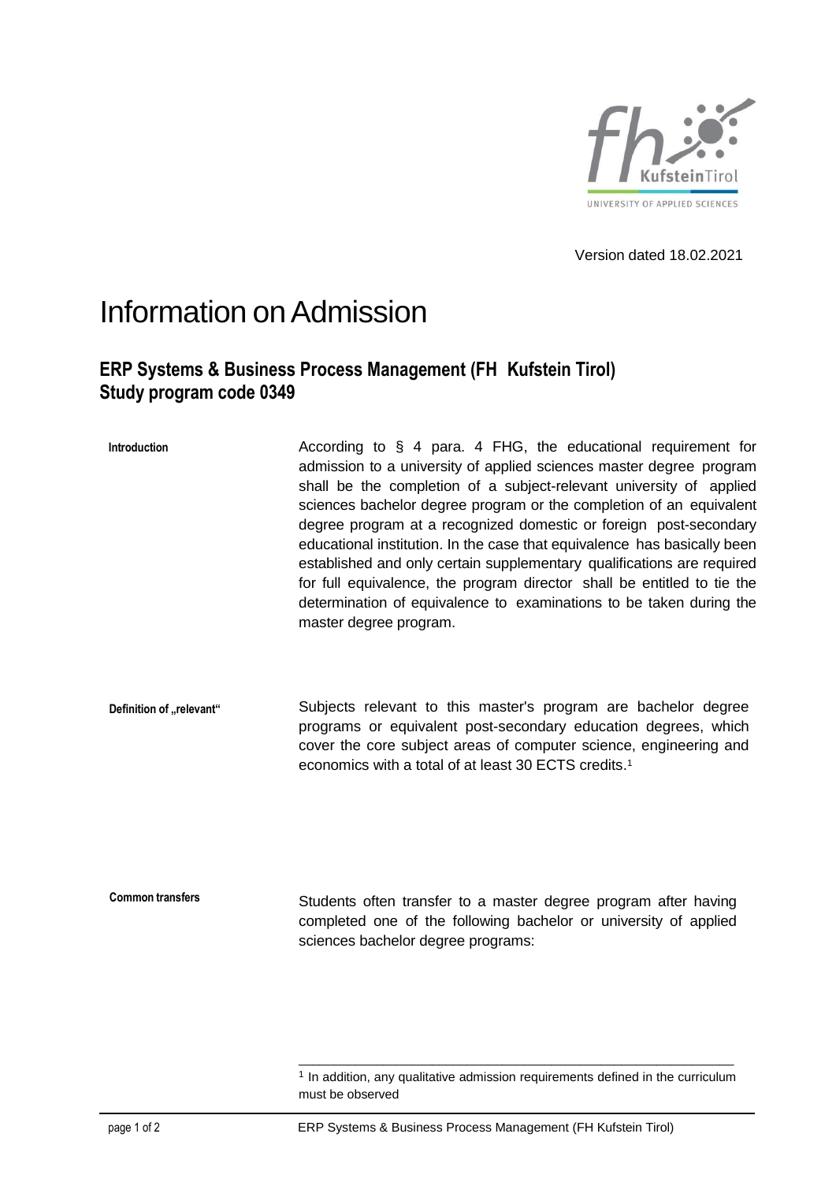Version dated 18.02.2021

# Information on Admission

## ERP Systems & Business Process Management (FH Kufstein Tirol)
## Study program code 0349

**Introduction**

According to § 4 para. 4 FHG, the educational requirement for admission to a university of applied sciences master degree program shall be the completion of a subject-relevant university of applied sciences bachelor degree program or the completion of an equivalent degree program at a recognized domestic or foreign post-secondary educational institution. In the case that equivalence has basically been established and only certain supplementary qualifications are required for full equivalence, the program director shall be entitled to tie the determination of equivalence to examinations to be taken during the master degree program.

**Definition of „relevant“**

Subjects relevant to this master's program are bachelor degree programs or equivalent post-secondary education degrees, which cover the core subject areas of computer science, engineering and economics with a total of at least 30 ECTS credits.[1]

**Common transfers**

Students often transfer to a master degree program after having completed one of the following bachelor or university of applied sciences bachelor degree programs:

---

[1] In addition, any qualitative admission requirements defined in the curriculum must be observed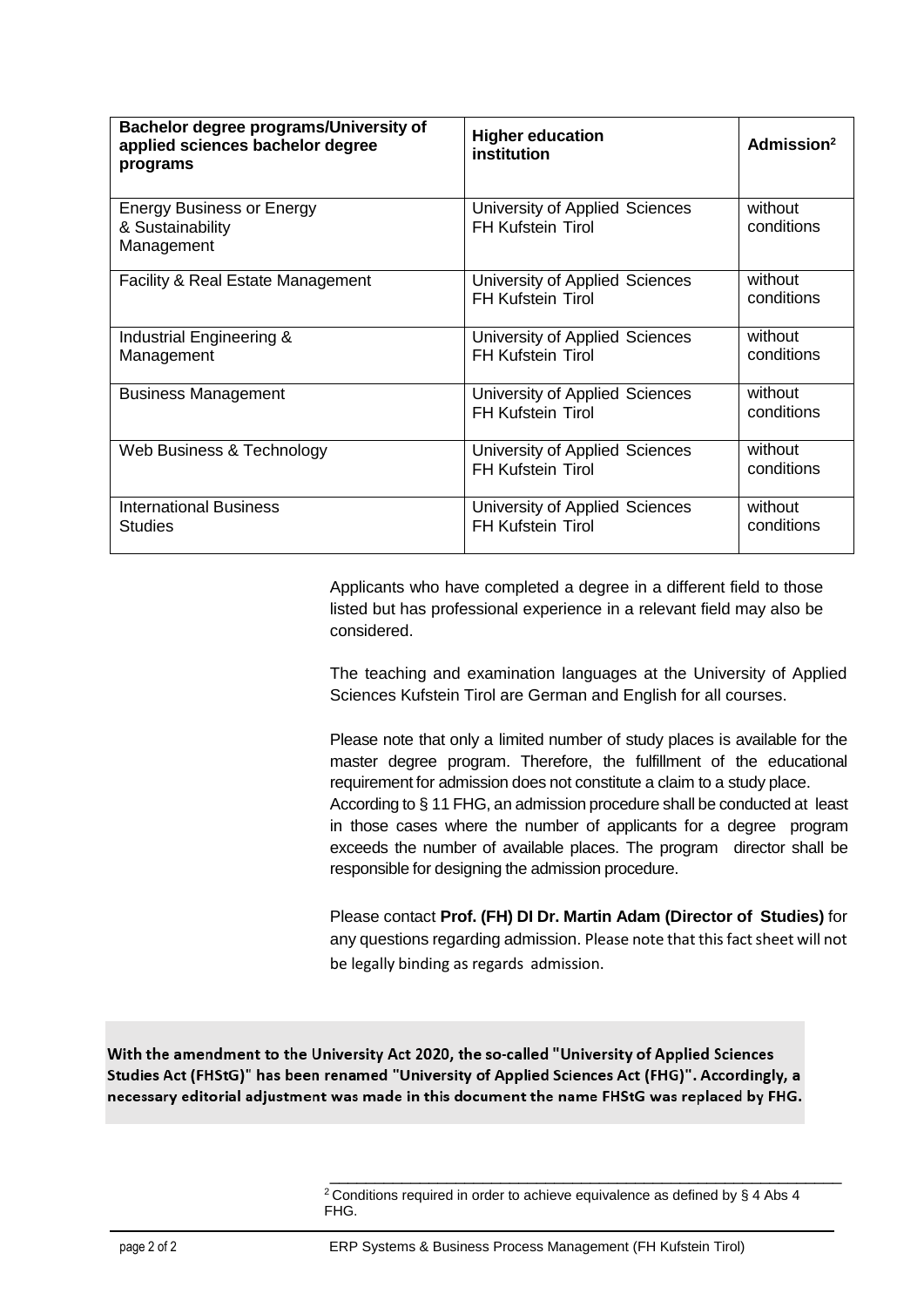| Bachelor degree programs/University of applied sciences bachelor degree programs | Higher education institution | Admission[2] |
| --- | --- | --- |
| Energy Business or Energy & Sustainability Management | University of Applied Sciences FH Kufstein Tirol | without conditions |
| Facility & Real Estate Management | University of Applied Sciences FH Kufstein Tirol | without conditions |
| Industrial Engineering & Management | University of Applied Sciences FH Kufstein Tirol | without conditions |
| Business Management | University of Applied Sciences FH Kufstein Tirol | without conditions |
| Web Business & Technology | University of Applied Sciences FH Kufstein Tirol | without conditions |
| International Business Studies | University of Applied Sciences FH Kufstein Tirol | without conditions |

Applicants who have completed a degree in a different field to those listed but has professional experience in a relevant field may also be considered.

The teaching and examination languages at the University of Applied Sciences Kufstein Tirol are German and English for all courses.

Please note that only a limited number of study places is available for the master degree program. Therefore, the fulfillment of the educational requirement for admission does not constitute a claim to a study place. According to § 11 FHG, an admission procedure shall be conducted at least in those cases where the number of applicants for a degree program exceeds the number of available places. The program director shall be responsible for designing the admission procedure.

Please contact **Prof. (FH) DI Dr. Martin Adam (Director of Studies)** for any questions regarding admission. Please note that this fact sheet will not be legally binding as regards admission.

**With the amendment to the University Act 2020, the so-called "University of Applied Sciences Studies Act (FHStG)" has been renamed "University of Applied Sciences Act (FHG)". Accordingly, a necessary editorial adjustment was made in this document the name FHStG was replaced by FHG.**

[2] Conditions required in order to achieve equivalence as defined by § 4 Abs 4 FHG.